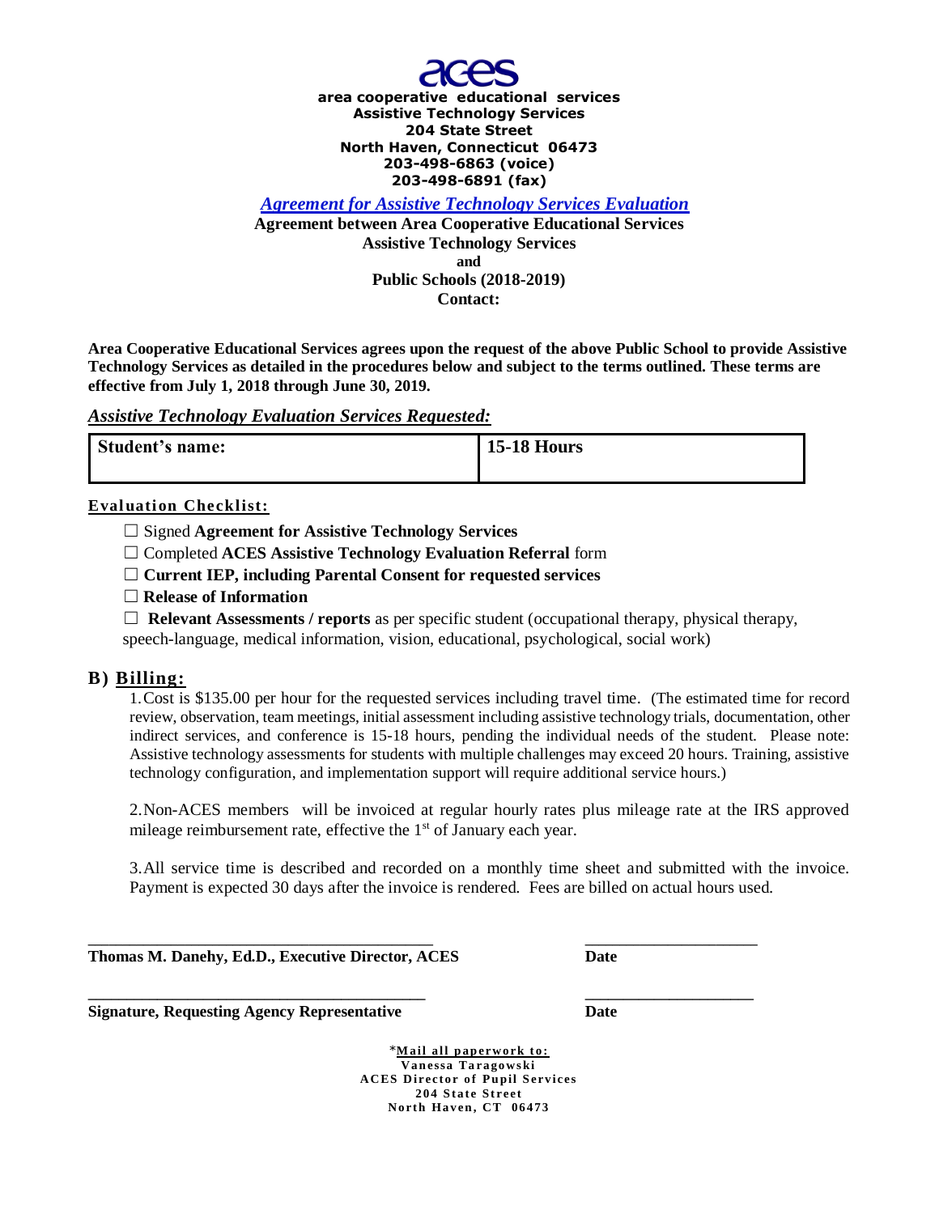**aces**

**area cooperative educational services**
**Assistive Technology Services**
**204 State Street**
**North Haven, Connecticut 06473**
**203-498-6863 (voice)**
**203-498-6891 (fax)**

## *Agreement for Assistive Technology Services Evaluation*

**Agreement between Area Cooperative Educational Services**
**Assistive Technology Services**
**and**
**Public Schools (2018-2019)**
**Contact:**

**Area Cooperative Educational Services agrees upon the request of the above Public School to provide Assistive Technology Services as detailed in the procedures below and subject to the terms outlined. These terms are effective from July 1, 2018 through June 30, 2019.**

### *Assistive Technology Evaluation Services Requested:*

| Student's name: | 15-18 Hours |
|---|---|

**Evaluation Checklist:**

- ☐ Signed **Agreement for Assistive Technology Services**
- ☐ Completed **ACES Assistive Technology Evaluation Referral** form
- ☐ **Current IEP, including Parental Consent for requested services**
- ☐ **Release of Information**
- ☐ **Relevant Assessments / reports** as per specific student (occupational therapy, physical therapy, speech-language, medical information, vision, educational, psychological, social work)

### B) Billing:

1. Cost is $135.00 per hour for the requested services including travel time. (The estimated time for record review, observation, team meetings, initial assessment including assistive technology trials, documentation, other indirect services, and conference is 15-18 hours, pending the individual needs of the student. Please note: Assistive technology assessments for students with multiple challenges may exceed 20 hours. Training, assistive technology configuration, and implementation support will require additional service hours.)

2. Non-ACES members will be invoiced at regular hourly rates plus mileage rate at the IRS approved mileage reimbursement rate, effective the 1st of January each year.

3. All service time is described and recorded on a monthly time sheet and submitted with the invoice. Payment is expected 30 days after the invoice is rendered. Fees are billed on actual hours used.

\_\_\_\_\_\_\_\_\_\_\_\_\_\_\_\_\_\_\_\_\_\_\_\_\_\_\_\_\_\_\_\_\_\_\_\_\_\_\_\_ \_\_\_\_\_\_\_\_\_\_\_\_\_\_\_\_\_\_\_\_
**Thomas M. Danehy, Ed.D., Executive Director, ACES** **Date**

\_\_\_\_\_\_\_\_\_\_\_\_\_\_\_\_\_\_\_\_\_\_\_\_\_\_\_\_\_\_\_\_\_\_\_\_\_\_\_\_ \_\_\_\_\_\_\_\_\_\_\_\_\_\_\_\_\_\_\_\_
**Signature, Requesting Agency Representative** **Date**

*__Mail all paperwork to:__
**Vanessa Taragowski**
**ACES Director of Pupil Services**
**204 State Street**
**North Haven, CT 06473**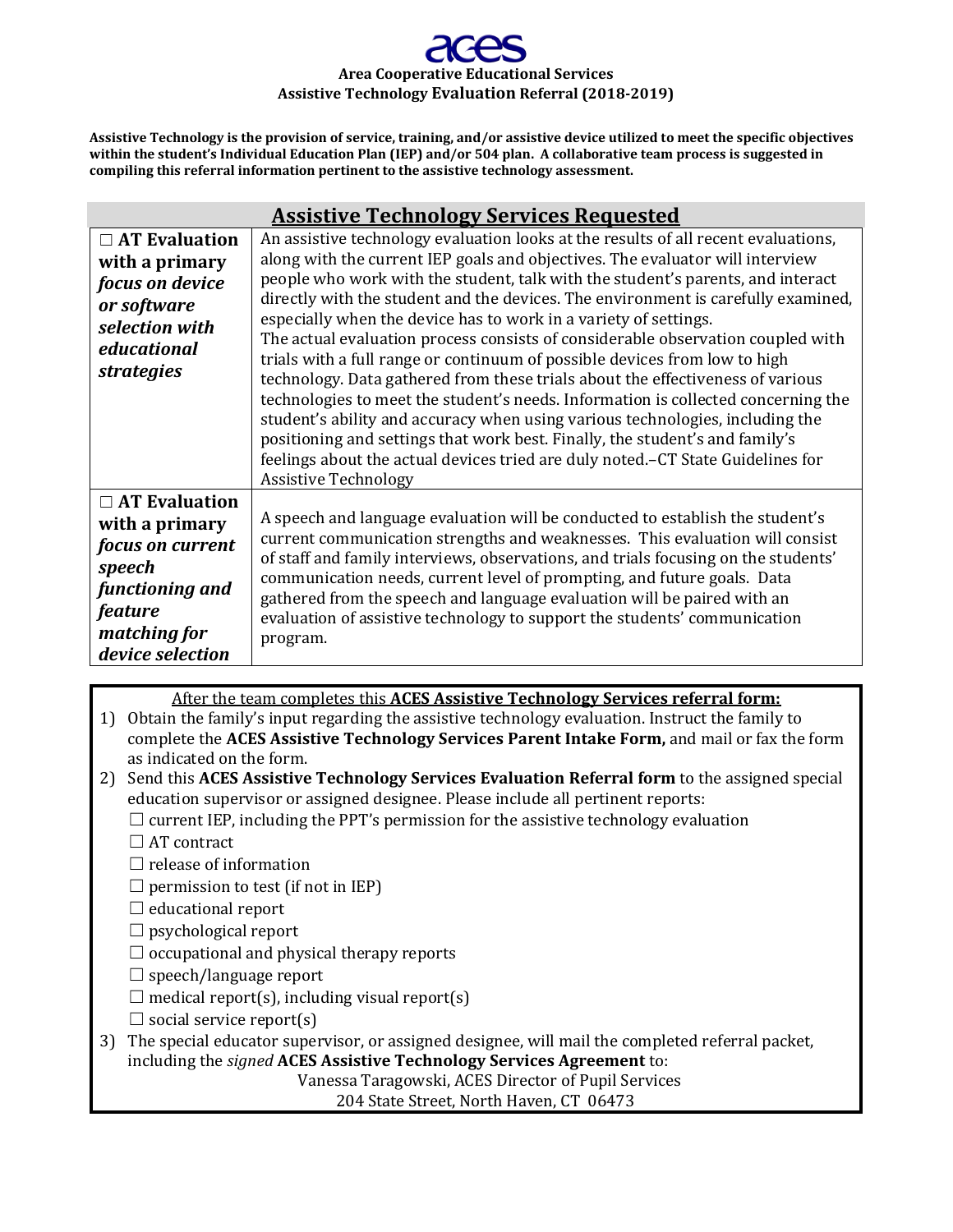**aces**

**Area Cooperative Educational Services**
**Assistive Technology Evaluation Referral (2018-2019)**

**Assistive Technology is the provision of service, training, and/or assistive device utilized to meet the specific objectives within the student's Individual Education Plan (IEP) and/or 504 plan. A collaborative team process is suggested in compiling this referral information pertinent to the assistive technology assessment.**

## Assistive Technology Services Requested

| | |
|---|---|
| ☐ **AT Evaluation with a primary** ***focus on device or software selection with educational strategies*** | An assistive technology evaluation looks at the results of all recent evaluations, along with the current IEP goals and objectives. The evaluator will interview people who work with the student, talk with the student's parents, and interact directly with the student and the devices. The environment is carefully examined, especially when the device has to work in a variety of settings. The actual evaluation process consists of considerable observation coupled with trials with a full range or continuum of possible devices from low to high technology. Data gathered from these trials about the effectiveness of various technologies to meet the student's needs. Information is collected concerning the student's ability and accuracy when using various technologies, including the positioning and settings that work best. Finally, the student's and family's feelings about the actual devices tried are duly noted.–CT State Guidelines for Assistive Technology |
| ☐ **AT Evaluation with a primary** ***focus on current speech functioning and feature matching for device selection*** | A speech and language evaluation will be conducted to establish the student's current communication strengths and weaknesses. This evaluation will consist of staff and family interviews, observations, and trials focusing on the students' communication needs, current level of prompting, and future goals. Data gathered from the speech and language evaluation will be paired with an evaluation of assistive technology to support the students' communication program. |

After the team completes this **ACES Assistive Technology Services referral form:**

1) Obtain the family's input regarding the assistive technology evaluation. Instruct the family to complete the **ACES Assistive Technology Services Parent Intake Form,** and mail or fax the form as indicated on the form.
2) Send this **ACES Assistive Technology Services Evaluation Referral form** to the assigned special education supervisor or assigned designee. Please include all pertinent reports:
   - ☐ current IEP, including the PPT's permission for the assistive technology evaluation
   - ☐ AT contract
   - ☐ release of information
   - ☐ permission to test (if not in IEP)
   - ☐ educational report
   - ☐ psychological report
   - ☐ occupational and physical therapy reports
   - ☐ speech/language report
   - ☐ medical report(s), including visual report(s)
   - ☐ social service report(s)
3) The special educator supervisor, or assigned designee, will mail the completed referral packet, including the *signed* **ACES Assistive Technology Services Agreement** to:

Vanessa Taragowski, ACES Director of Pupil Services
204 State Street, North Haven, CT 06473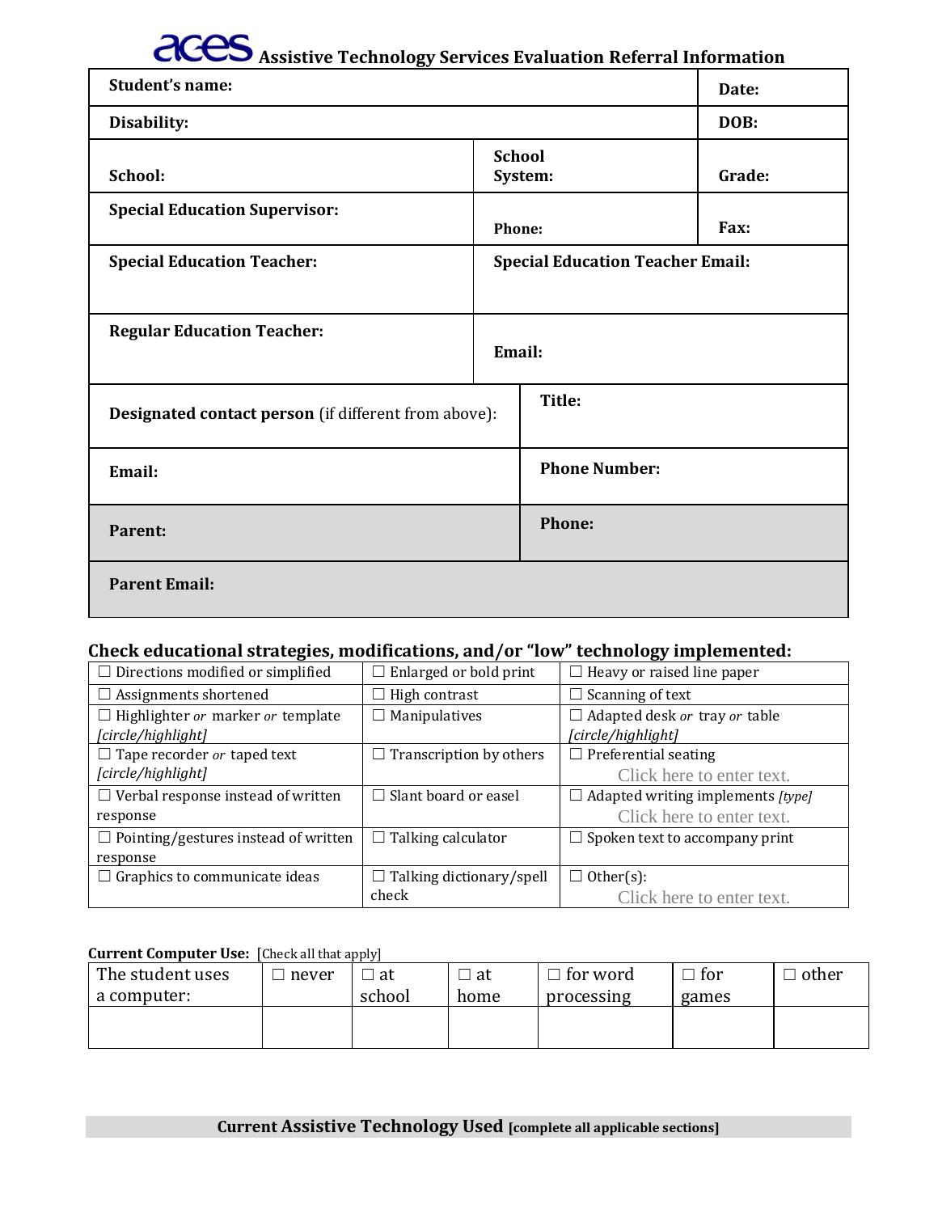# aces Assistive Technology Services Evaluation Referral Information

| **Student's name:** | | | **Date:** |
|---|---|---|---|
| **Disability:** | | | **DOB:** |
| **School:** | | **School System:** | **Grade:** |
| **Special Education Supervisor:** | | **Phone:** | **Fax:** |
| **Special Education Teacher:** | | **Special Education Teacher Email:** | |
| **Regular Education Teacher:** | | **Email:** | |
| **Designated contact person** (if different from above): | | **Title:** | |
| **Email:** | | **Phone Number:** | |
| **Parent:** | | **Phone:** | |
| **Parent Email:** | | | |

**Check educational strategies, modifications, and/or "low" technology implemented:**

| | | |
|---|---|---|
| ☐ Directions modified or simplified | ☐ Enlarged or bold print | ☐ Heavy or raised line paper |
| ☐ Assignments shortened | ☐ High contrast | ☐ Scanning of text |
| ☐ Highlighter *or* marker *or* template *[circle/highlight]* | ☐ Manipulatives | ☐ Adapted desk *or* tray *or* table *[circle/highlight]* |
| ☐ Tape recorder *or* taped text *[circle/highlight]* | ☐ Transcription by others | ☐ Preferential seating Click here to enter text. |
| ☐ Verbal response instead of written response | ☐ Slant board or easel | ☐ Adapted writing implements *[type]* Click here to enter text. |
| ☐ Pointing/gestures instead of written response | ☐ Talking calculator | ☐ Spoken text to accompany print |
| ☐ Graphics to communicate ideas | ☐ Talking dictionary/spell check | ☐ Other(s): Click here to enter text. |

**Current Computer Use:** [Check all that apply]

| The student uses a computer: | ☐ never | ☐ at school | ☐ at home | ☐ for word processing | ☐ for games | ☐ other |
|---|---|---|---|---|---|---|
| | | | | | | |

**Current Assistive Technology Used [complete all applicable sections]**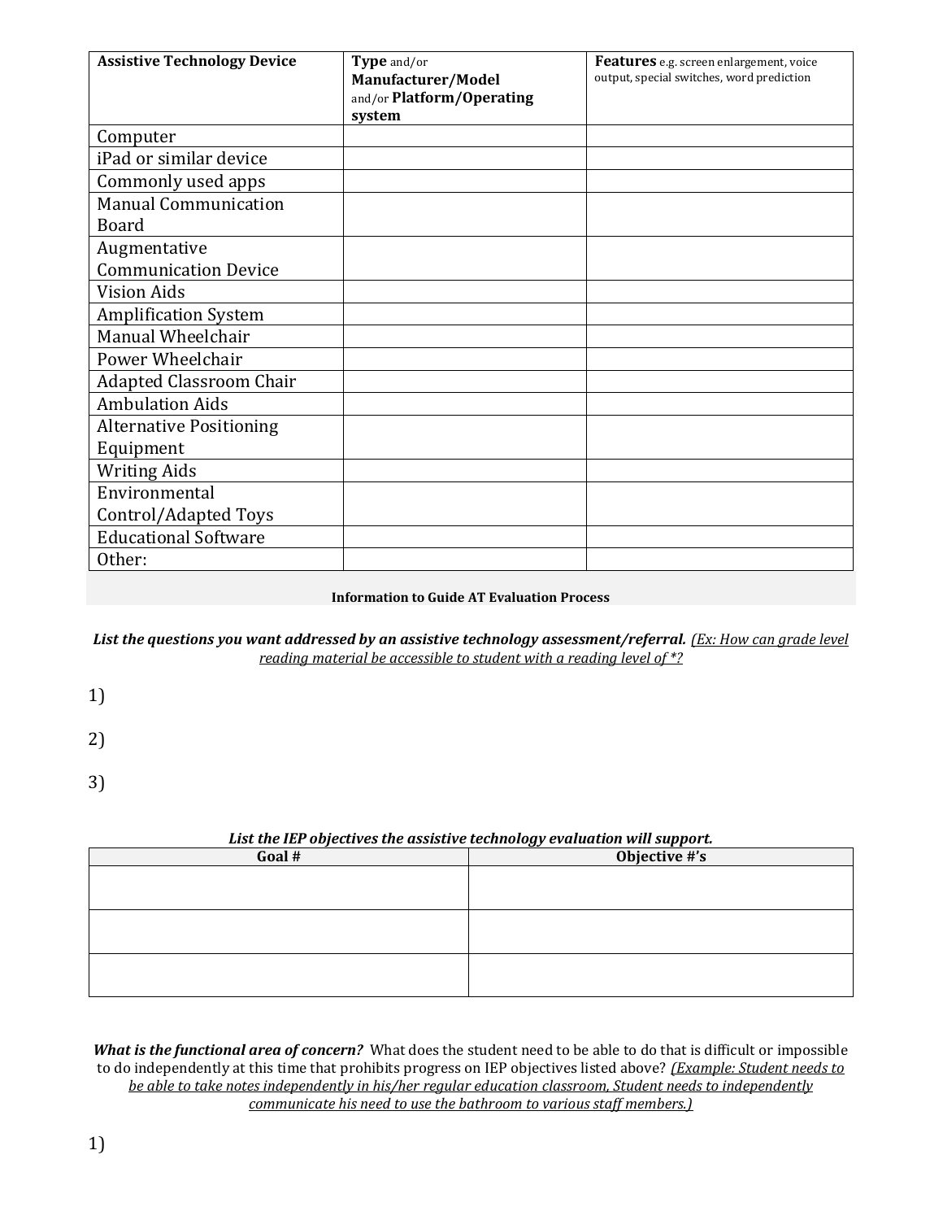| **Assistive Technology Device** | **Type** and/or **Manufacturer/Model** and/or **Platform/Operating system** | **Features** e.g. screen enlargement, voice output, special switches, word prediction |
|---|---|---|
| Computer | | |
| iPad or similar device | | |
| Commonly used apps | | |
| Manual Communication Board | | |
| Augmentative Communication Device | | |
| Vision Aids | | |
| Amplification System | | |
| Manual Wheelchair | | |
| Power Wheelchair | | |
| Adapted Classroom Chair | | |
| Ambulation Aids | | |
| Alternative Positioning Equipment | | |
| Writing Aids | | |
| Environmental Control/Adapted Toys | | |
| Educational Software | | |
| Other: | | |

**Information to Guide AT Evaluation Process**

***List the questions you want addressed by an assistive technology assessment/referral.*** *(Ex: How can grade level reading material be accessible to student with a reading level of *?*

1)

2)

3)

***List the IEP objectives the assistive technology evaluation will support.***

| Goal # | Objective #'s |
|---|---|
| | |
| | |
| | |

***What is the functional area of concern?*** What does the student need to be able to do that is difficult or impossible to do independently at this time that prohibits progress on IEP objectives listed above? *(Example: Student needs to be able to take notes independently in his/her regular education classroom, Student needs to independently communicate his need to use the bathroom to various staff members.)*

1)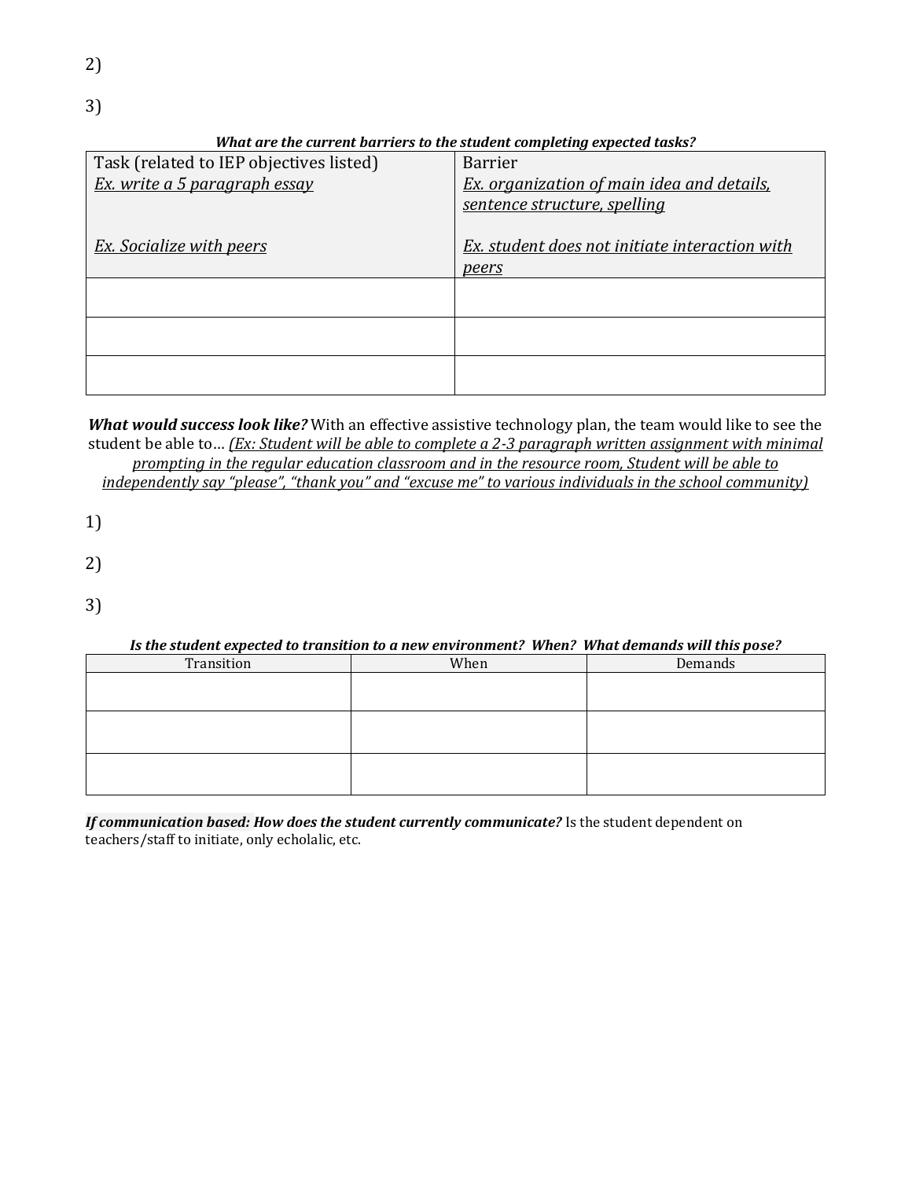2)

3)

***What are the current barriers to the student completing expected tasks?***

| Task (related to IEP objectives listed)<br>*Ex. write a 5 paragraph essay*<br><br>*Ex. Socialize with peers* | Barrier<br>*Ex. organization of main idea and details, sentence structure, spelling*<br><br>*Ex. student does not initiate interaction with peers* |
|---|---|
| | |
| | |
| | |

***What would success look like?*** With an effective assistive technology plan, the team would like to see the student be able to… *(Ex: Student will be able to complete a 2-3 paragraph written assignment with minimal prompting in the regular education classroom and in the resource room, Student will be able to independently say "please", "thank you" and "excuse me" to various individuals in the school community)*

1)

2)

3)

***Is the student expected to transition to a new environment? When? What demands will this pose?***

| Transition | When | Demands |
|---|---|---|
| | | |
| | | |
| | | |

***If communication based: How does the student currently communicate?*** Is the student dependent on teachers/staff to initiate, only echolalic, etc.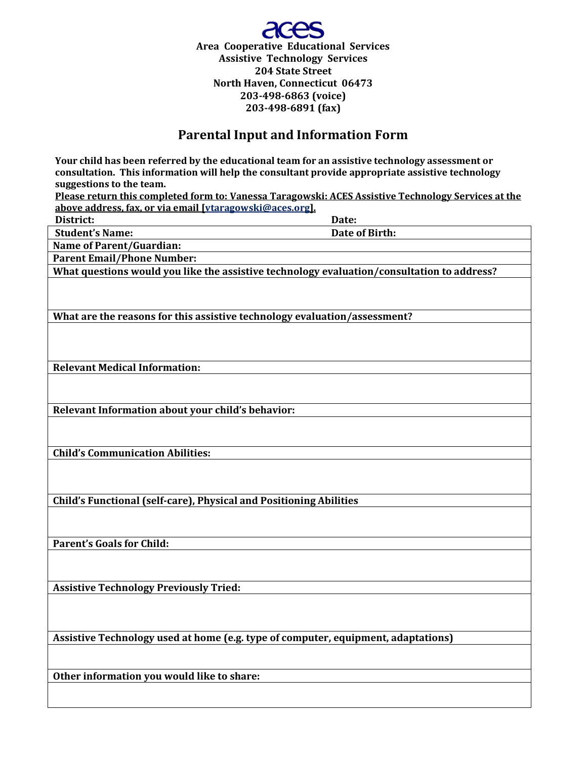**aces**

**Area Cooperative Educational Services**
**Assistive Technology Services**
**204 State Street**
**North Haven, Connecticut 06473**
**203-498-6863 (voice)**
**203-498-6891 (fax)**

## Parental Input and Information Form

**Your child has been referred by the educational team for an assistive technology assessment or consultation. This information will help the consultant provide appropriate assistive technology suggestions to the team.**

**Please return this completed form to: Vanessa Taragowski: ACES Assistive Technology Services at the above address, fax, or via email [vtaragowski@aces.org].**

**District:** **Date:**

| **Student's Name:** | **Date of Birth:** |
|---|---|
| **Name of Parent/Guardian:** | |
| **Parent Email/Phone Number:** | |
| **What questions would you like the assistive technology evaluation/consultation to address?** | |
| | |
| **What are the reasons for this assistive technology evaluation/assessment?** | |
| | |
| **Relevant Medical Information:** | |
| | |
| **Relevant Information about your child's behavior:** | |
| | |
| **Child's Communication Abilities:** | |
| | |
| **Child's Functional (self-care), Physical and Positioning Abilities** | |
| | |
| **Parent's Goals for Child:** | |
| | |
| **Assistive Technology Previously Tried:** | |
| | |
| **Assistive Technology used at home (e.g. type of computer, equipment, adaptations)** | |
| | |
| **Other information you would like to share:** | |
| | |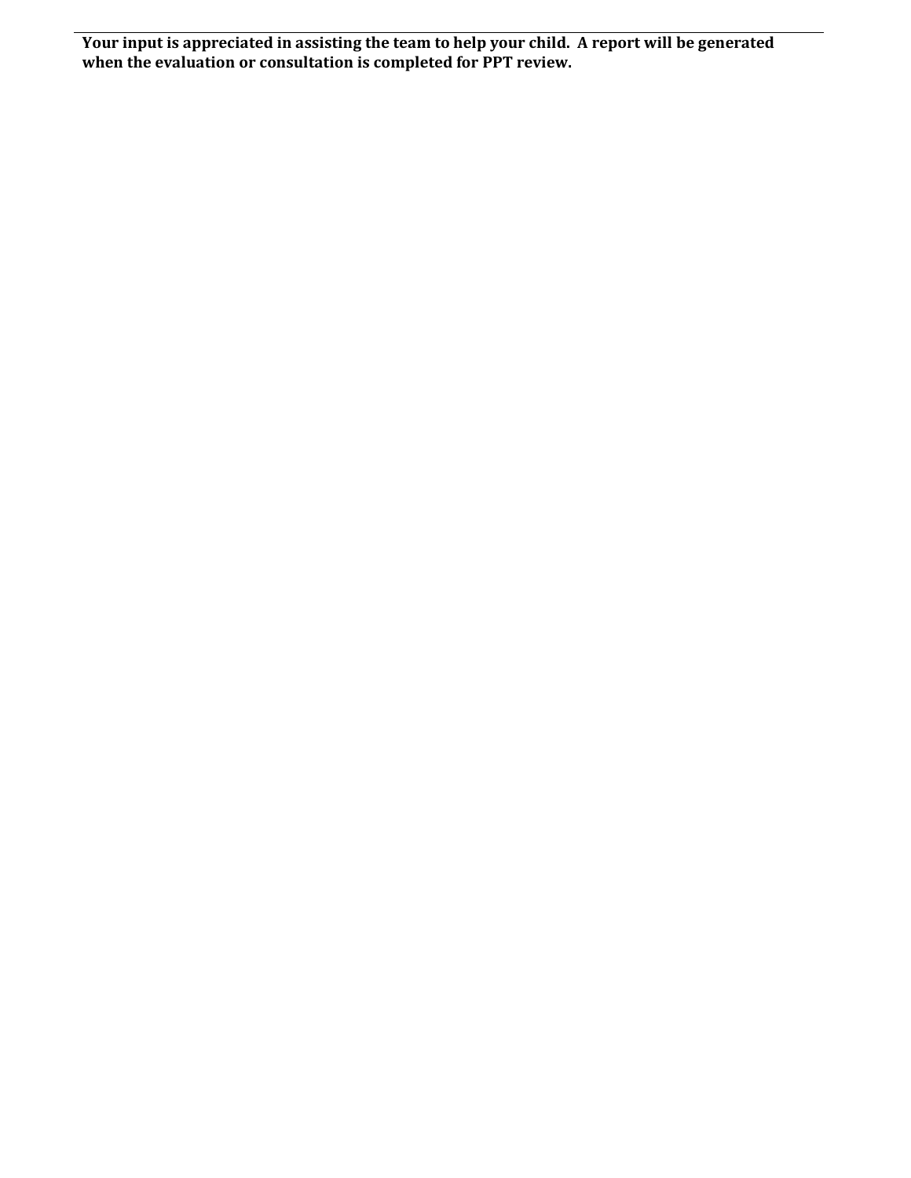**Your input is appreciated in assisting the team to help your child. A report will be generated when the evaluation or consultation is completed for PPT review.**